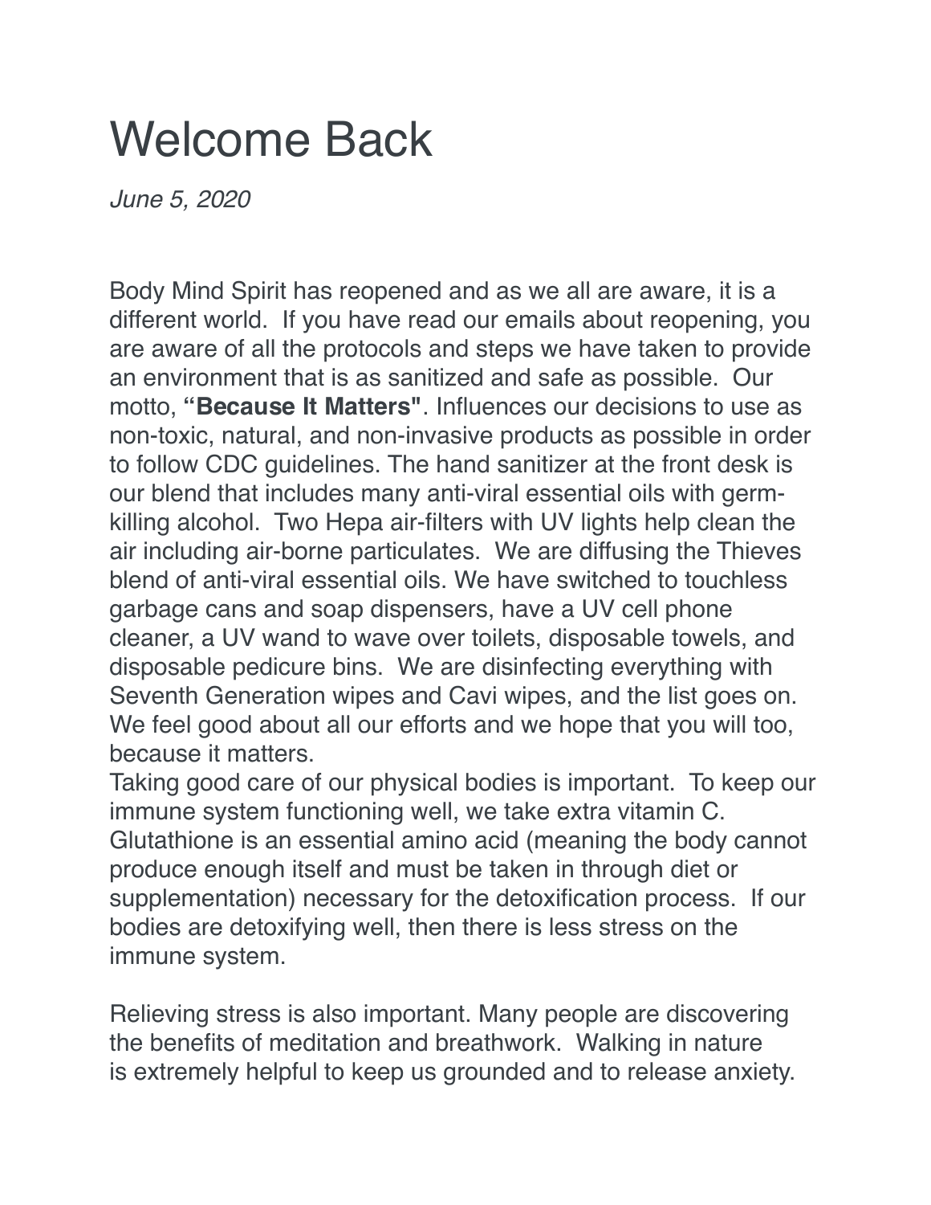# Welcome Back

*June 5, 2020*

Body Mind Spirit has reopened and as we all are aware, it is a different world. If you have read our emails about reopening, you are aware of all the protocols and steps we have taken to provide an environment that is as sanitized and safe as possible. Our motto, **"Because It Matters"**. Influences our decisions to use as non-toxic, natural, and non-invasive products as possible in order to follow CDC guidelines. The hand sanitizer at the front desk is our blend that includes many anti-viral essential oils with germ-killing alcohol. Two Hepa air-filters with UV lights help clean the air including air-borne particulates. We are diffusing the Thieves blend of anti-viral essential oils. We have switched to touchless garbage cans and soap dispensers, have a UV cell phone cleaner, a UV wand to wave over toilets, disposable towels, and disposable pedicure bins. We are disinfecting everything with Seventh Generation wipes and Cavi wipes, and the list goes on. We feel good about all our efforts and we hope that you will too, because it matters.

Taking good care of our physical bodies is important. To keep our immune system functioning well, we take extra vitamin C. Glutathione is an essential amino acid (meaning the body cannot produce enough itself and must be taken in through diet or supplementation) necessary for the detoxification process. If our bodies are detoxifying well, then there is less stress on the immune system.

Relieving stress is also important. Many people are discovering the benefits of meditation and breathwork. Walking in nature is extremely helpful to keep us grounded and to release anxiety.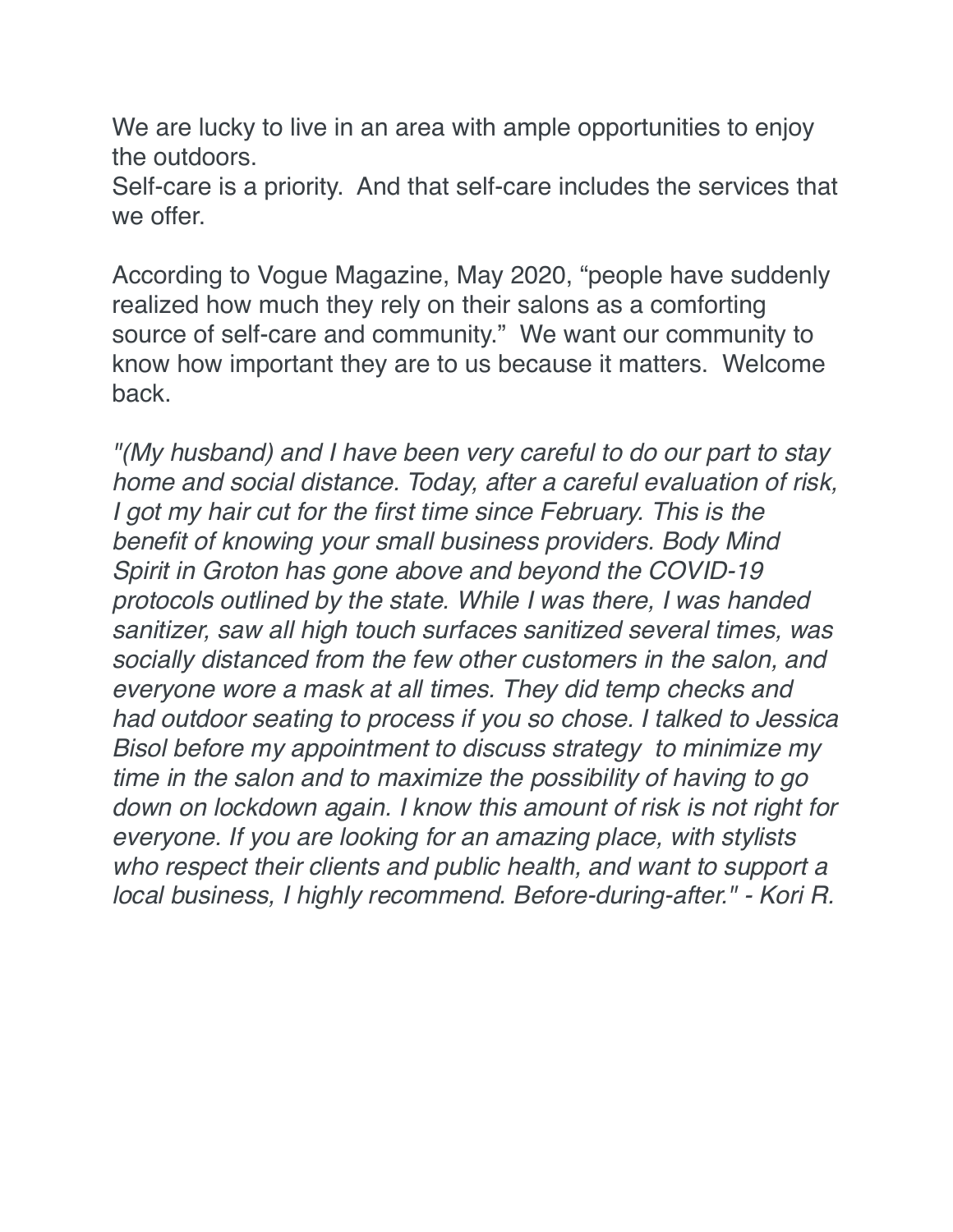We are lucky to live in an area with ample opportunities to enjoy the outdoors.
Self-care is a priority. And that self-care includes the services that we offer.

According to Vogue Magazine, May 2020, "people have suddenly realized how much they rely on their salons as a comforting source of self-care and community." We want our community to know how important they are to us because it matters. Welcome back.

*"(My husband) and I have been very careful to do our part to stay home and social distance. Today, after a careful evaluation of risk, I got my hair cut for the first time since February. This is the benefit of knowing your small business providers. Body Mind Spirit in Groton has gone above and beyond the COVID-19 protocols outlined by the state. While I was there, I was handed sanitizer, saw all high touch surfaces sanitized several times, was socially distanced from the few other customers in the salon, and everyone wore a mask at all times. They did temp checks and had outdoor seating to process if you so chose. I talked to Jessica Bisol before my appointment to discuss strategy to minimize my time in the salon and to maximize the possibility of having to go down on lockdown again. I know this amount of risk is not right for everyone. If you are looking for an amazing place, with stylists who respect their clients and public health, and want to support a local business, I highly recommend. Before-during-after." - Kori R.*